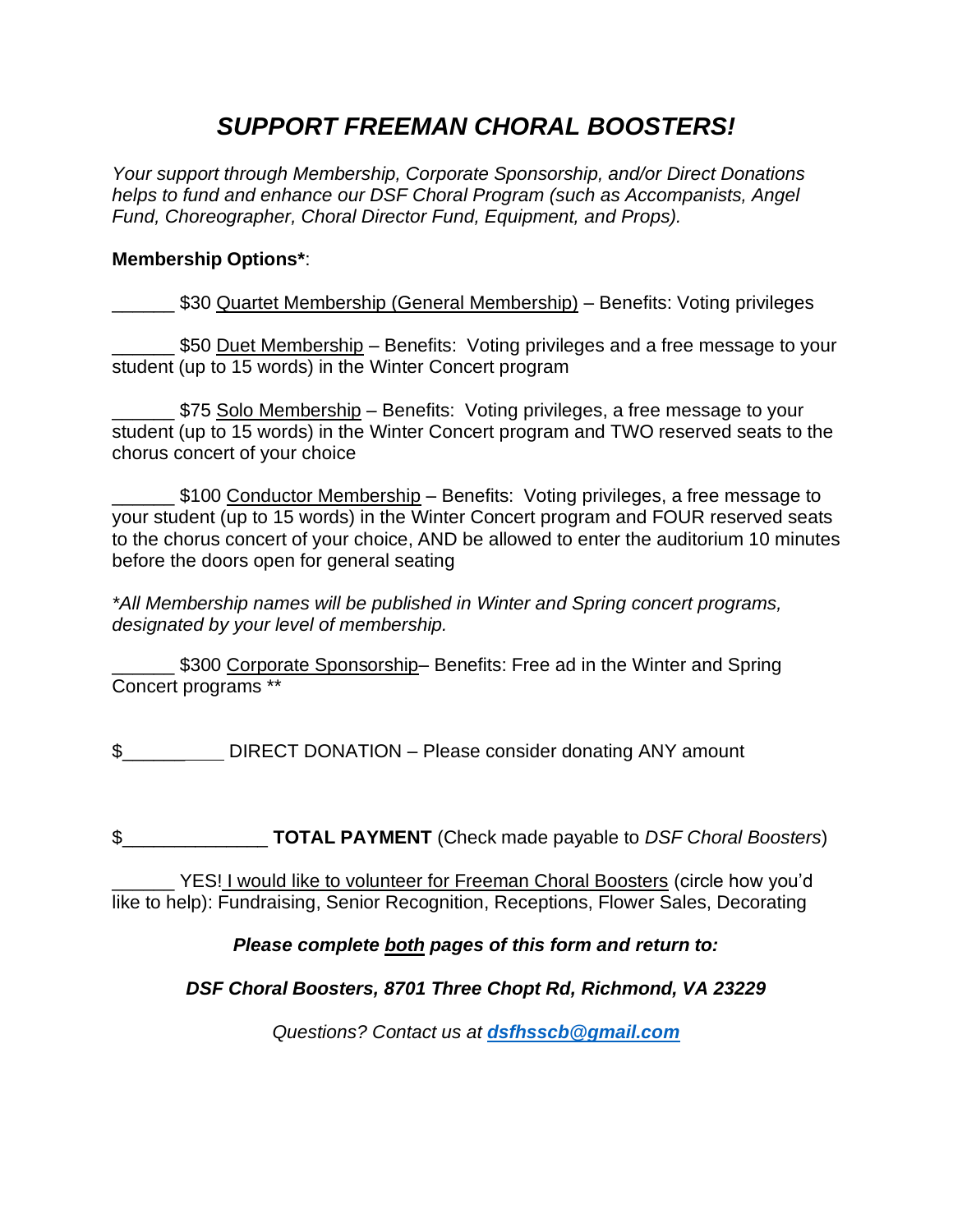# *SUPPORT FREEMAN CHORAL BOOSTERS!*

*Your support through Membership, Corporate Sponsorship, and/or Direct Donations helps to fund and enhance our DSF Choral Program (such as Accompanists, Angel Fund, Choreographer, Choral Director Fund, Equipment, and Props).*

**Membership Options***:

______ $30 Quartet Membership (General Membership) – Benefits: Voting privileges

______ $50 Duet Membership – Benefits: Voting privileges and a free message to your student (up to 15 words) in the Winter Concert program

______ $75 Solo Membership – Benefits: Voting privileges, a free message to your student (up to 15 words) in the Winter Concert program and TWO reserved seats to the chorus concert of your choice

______ $100 Conductor Membership – Benefits: Voting privileges, a free message to your student (up to 15 words) in the Winter Concert program and FOUR reserved seats to the chorus concert of your choice, AND be allowed to enter the auditorium 10 minutes before the doors open for general seating

*\*All Membership names will be published in Winter and Spring concert programs, designated by your level of membership.*

______ $300 Corporate Sponsorship– Benefits: Free ad in the Winter and Spring Concert programs **

$__________ DIRECT DONATION – Please consider donating ANY amount

$______________ **TOTAL PAYMENT** (Check made payable to *DSF Choral Boosters*)

______ YES! I would like to volunteer for Freeman Choral Boosters (circle how you'd like to help): Fundraising, Senior Recognition, Receptions, Flower Sales, Decorating

***Please complete both pages of this form and return to:***

***DSF Choral Boosters, 8701 Three Chopt Rd, Richmond, VA 23229***

*Questions? Contact us at **dsfhsscb@gmail.com***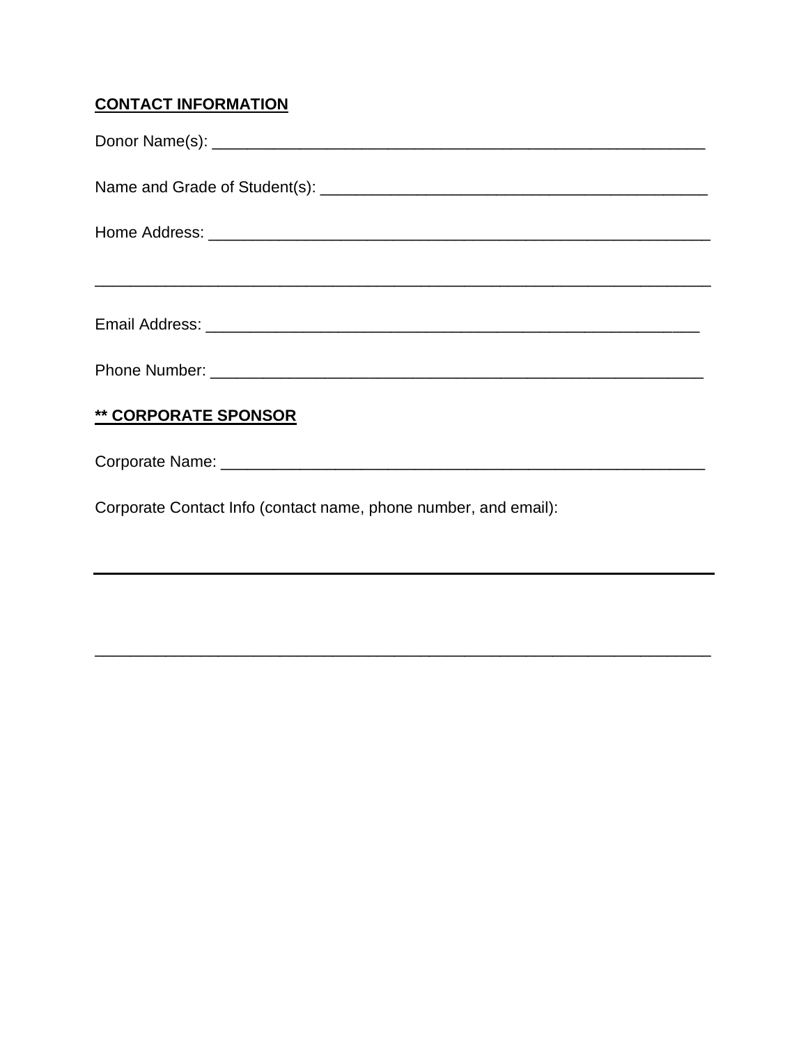**CONTACT INFORMATION**

Donor Name(s): ___________________________________________________________

Name and Grade of Student(s): _____________________________________________

Home Address: ___________________________________________________________

_________________________________________________________________________

Email Address: ___________________________________________________________

Phone Number: ___________________________________________________________

**** CORPORATE SPONSOR**

Corporate Name: _________________________________________________________

Corporate Contact Info (contact name, phone number, and email):

_________________________________________________________________________

_________________________________________________________________________